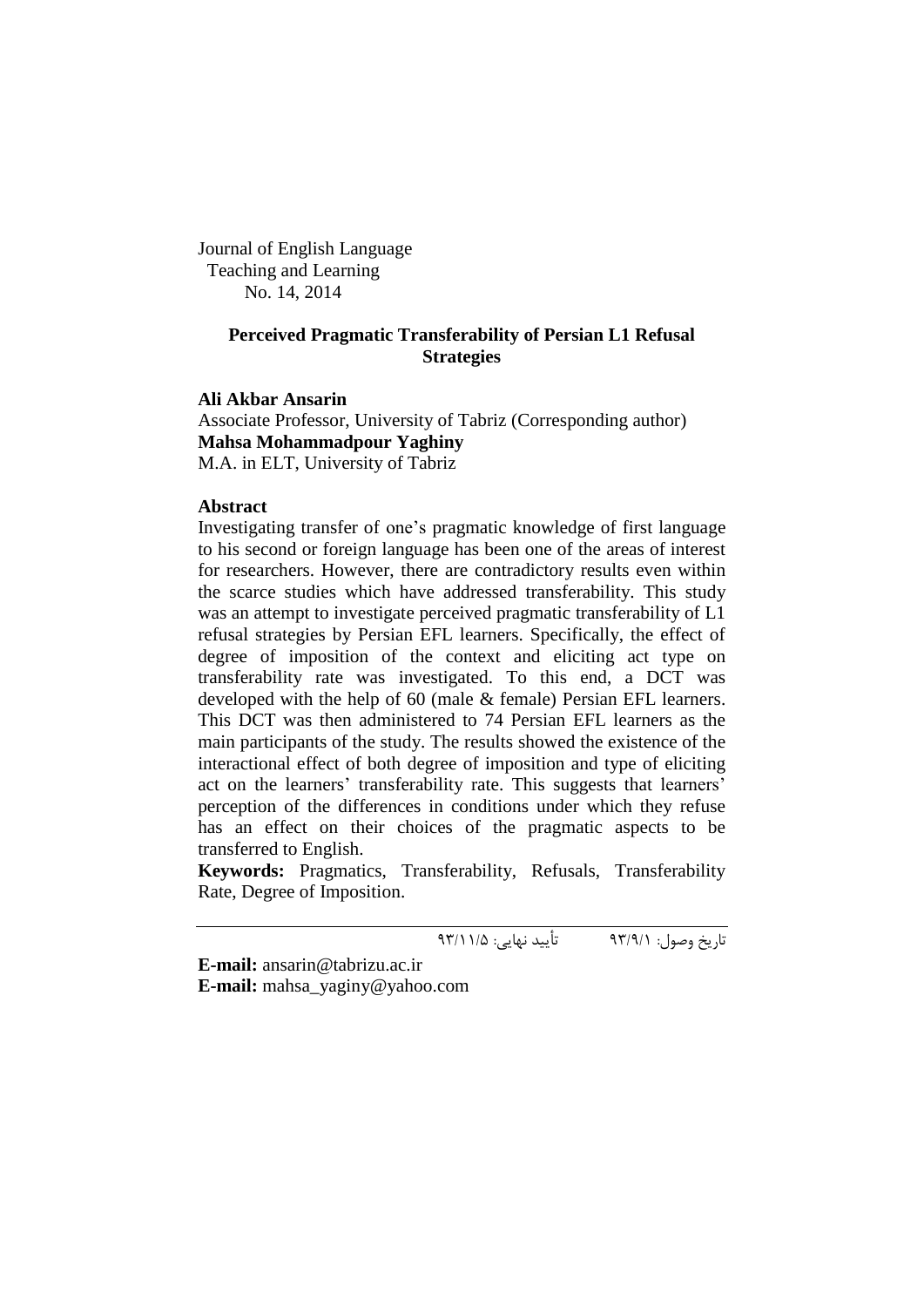Journal of English Language Teaching and Learning
No. 14, 2014

# Perceived Pragmatic Transferability of Persian L1 Refusal Strategies

**Ali Akbar Ansarin**
Associate Professor, University of Tabriz (Corresponding author)
**Mahsa Mohammadpour Yaghiny**
M.A. in ELT, University of Tabriz

## Abstract

Investigating transfer of one's pragmatic knowledge of first language to his second or foreign language has been one of the areas of interest for researchers. However, there are contradictory results even within the scarce studies which have addressed transferability. This study was an attempt to investigate perceived pragmatic transferability of L1 refusal strategies by Persian EFL learners. Specifically, the effect of degree of imposition of the context and eliciting act type on transferability rate was investigated. To this end, a DCT was developed with the help of 60 (male & female) Persian EFL learners. This DCT was then administered to 74 Persian EFL learners as the main participants of the study. The results showed the existence of the interactional effect of both degree of imposition and type of eliciting act on the learners' transferability rate. This suggests that learners' perception of the differences in conditions under which they refuse has an effect on their choices of the pragmatic aspects to be transferred to English.

**Keywords:** Pragmatics, Transferability, Refusals, Transferability Rate, Degree of Imposition.

---

تاریخ وصول: ۹۳/۹/۱ تأیید نهایی: ۹۳/۱۱/۵

**E-mail:** ansarin@tabrizu.ac.ir
**E-mail:** mahsa_yaginy@yahoo.com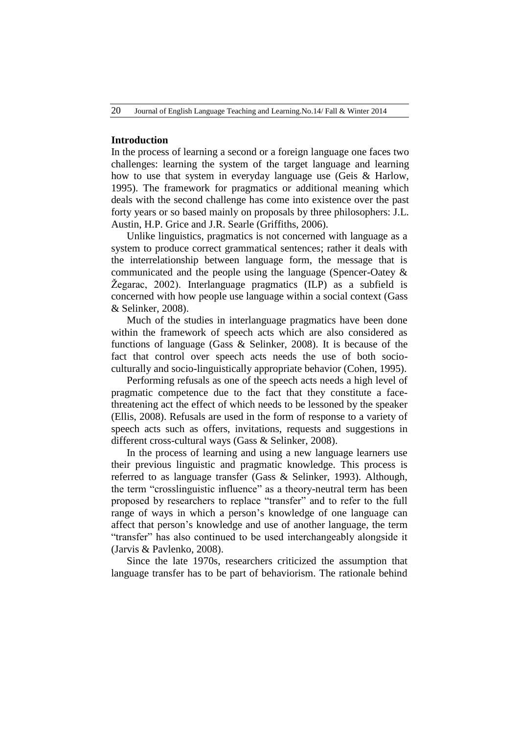## Introduction

In the process of learning a second or a foreign language one faces two challenges: learning the system of the target language and learning how to use that system in everyday language use (Geis & Harlow, 1995). The framework for pragmatics or additional meaning which deals with the second challenge has come into existence over the past forty years or so based mainly on proposals by three philosophers: J.L. Austin, H.P. Grice and J.R. Searle (Griffiths, 2006).

Unlike linguistics, pragmatics is not concerned with language as a system to produce correct grammatical sentences; rather it deals with the interrelationship between language form, the message that is communicated and the people using the language (Spencer-Oatey & Žegarac, 2002). Interlanguage pragmatics (ILP) as a subfield is concerned with how people use language within a social context (Gass & Selinker, 2008).

Much of the studies in interlanguage pragmatics have been done within the framework of speech acts which are also considered as functions of language (Gass & Selinker, 2008). It is because of the fact that control over speech acts needs the use of both socio-culturally and socio-linguistically appropriate behavior (Cohen, 1995).

Performing refusals as one of the speech acts needs a high level of pragmatic competence due to the fact that they constitute a face-threatening act the effect of which needs to be lessoned by the speaker (Ellis, 2008). Refusals are used in the form of response to a variety of speech acts such as offers, invitations, requests and suggestions in different cross-cultural ways (Gass & Selinker, 2008).

In the process of learning and using a new language learners use their previous linguistic and pragmatic knowledge. This process is referred to as language transfer (Gass & Selinker, 1993). Although, the term "crosslinguistic influence" as a theory-neutral term has been proposed by researchers to replace "transfer" and to refer to the full range of ways in which a person's knowledge of one language can affect that person's knowledge and use of another language, the term "transfer" has also continued to be used interchangeably alongside it (Jarvis & Pavlenko, 2008).

Since the late 1970s, researchers criticized the assumption that language transfer has to be part of behaviorism. The rationale behind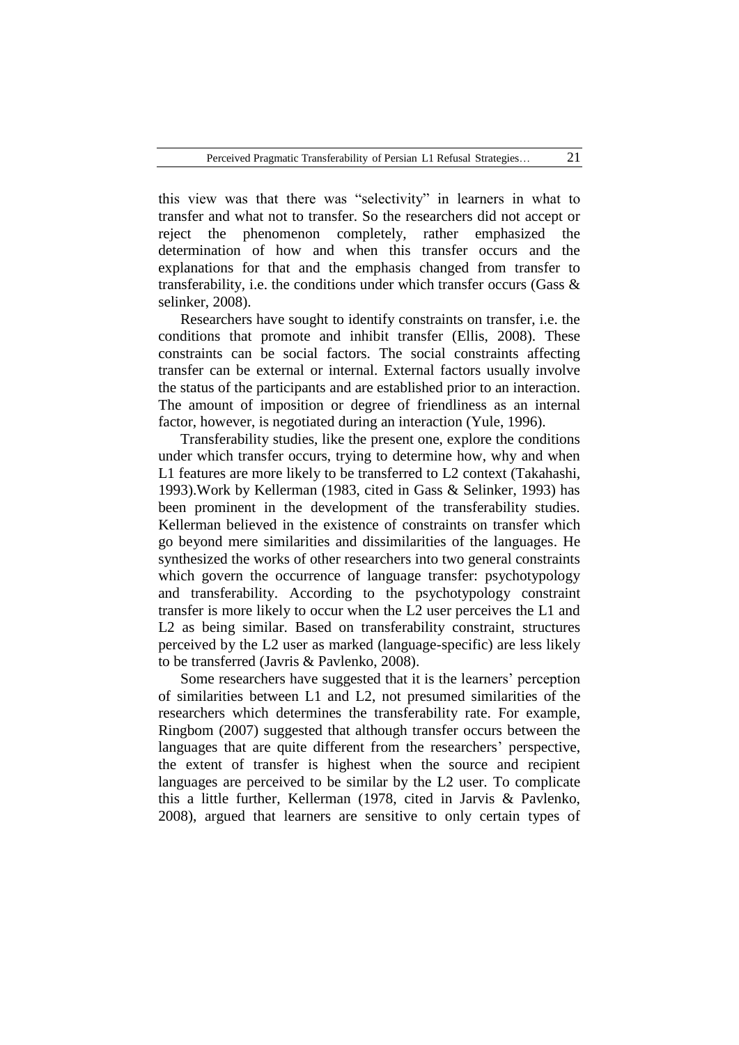this view was that there was "selectivity" in learners in what to transfer and what not to transfer. So the researchers did not accept or reject the phenomenon completely, rather emphasized the determination of how and when this transfer occurs and the explanations for that and the emphasis changed from transfer to transferability, i.e. the conditions under which transfer occurs (Gass & selinker, 2008).

Researchers have sought to identify constraints on transfer, i.e. the conditions that promote and inhibit transfer (Ellis, 2008). These constraints can be social factors. The social constraints affecting transfer can be external or internal. External factors usually involve the status of the participants and are established prior to an interaction. The amount of imposition or degree of friendliness as an internal factor, however, is negotiated during an interaction (Yule, 1996).

Transferability studies, like the present one, explore the conditions under which transfer occurs, trying to determine how, why and when L1 features are more likely to be transferred to L2 context (Takahashi, 1993).Work by Kellerman (1983, cited in Gass & Selinker, 1993) has been prominent in the development of the transferability studies. Kellerman believed in the existence of constraints on transfer which go beyond mere similarities and dissimilarities of the languages. He synthesized the works of other researchers into two general constraints which govern the occurrence of language transfer: psychotypology and transferability. According to the psychotypology constraint transfer is more likely to occur when the L2 user perceives the L1 and L2 as being similar. Based on transferability constraint, structures perceived by the L2 user as marked (language-specific) are less likely to be transferred (Javris & Pavlenko, 2008).

Some researchers have suggested that it is the learners' perception of similarities between L1 and L2, not presumed similarities of the researchers which determines the transferability rate. For example, Ringbom (2007) suggested that although transfer occurs between the languages that are quite different from the researchers' perspective, the extent of transfer is highest when the source and recipient languages are perceived to be similar by the L2 user. To complicate this a little further, Kellerman (1978, cited in Jarvis & Pavlenko, 2008), argued that learners are sensitive to only certain types of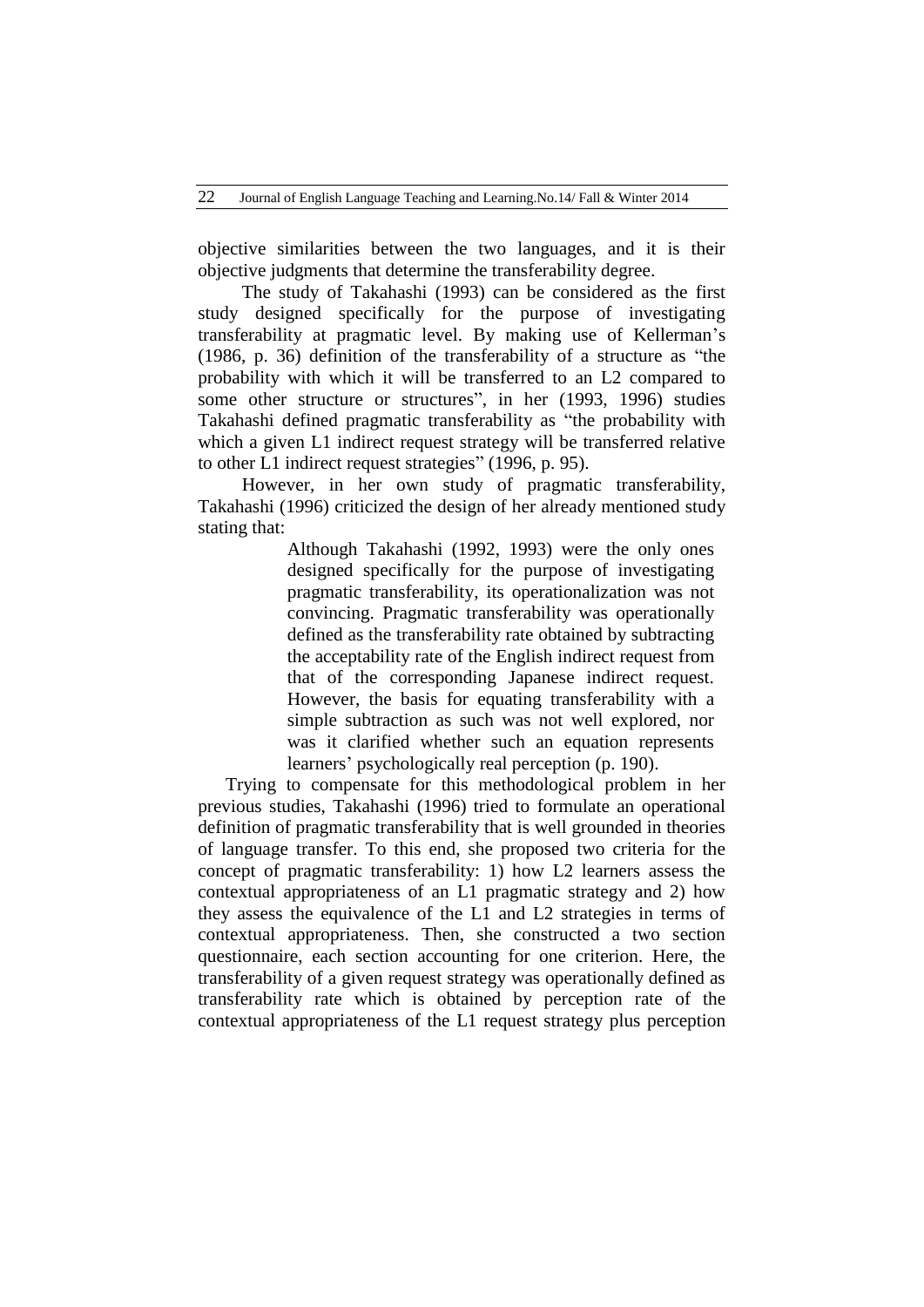objective similarities between the two languages, and it is their objective judgments that determine the transferability degree.

The study of Takahashi (1993) can be considered as the first study designed specifically for the purpose of investigating transferability at pragmatic level. By making use of Kellerman's (1986, p. 36) definition of the transferability of a structure as "the probability with which it will be transferred to an L2 compared to some other structure or structures", in her (1993, 1996) studies Takahashi defined pragmatic transferability as "the probability with which a given L1 indirect request strategy will be transferred relative to other L1 indirect request strategies" (1996, p. 95).

However, in her own study of pragmatic transferability, Takahashi (1996) criticized the design of her already mentioned study stating that:

> Although Takahashi (1992, 1993) were the only ones designed specifically for the purpose of investigating pragmatic transferability, its operationalization was not convincing. Pragmatic transferability was operationally defined as the transferability rate obtained by subtracting the acceptability rate of the English indirect request from that of the corresponding Japanese indirect request. However, the basis for equating transferability with a simple subtraction as such was not well explored, nor was it clarified whether such an equation represents learners' psychologically real perception (p. 190).

Trying to compensate for this methodological problem in her previous studies, Takahashi (1996) tried to formulate an operational definition of pragmatic transferability that is well grounded in theories of language transfer. To this end, she proposed two criteria for the concept of pragmatic transferability: 1) how L2 learners assess the contextual appropriateness of an L1 pragmatic strategy and 2) how they assess the equivalence of the L1 and L2 strategies in terms of contextual appropriateness. Then, she constructed a two section questionnaire, each section accounting for one criterion. Here, the transferability of a given request strategy was operationally defined as transferability rate which is obtained by perception rate of the contextual appropriateness of the L1 request strategy plus perception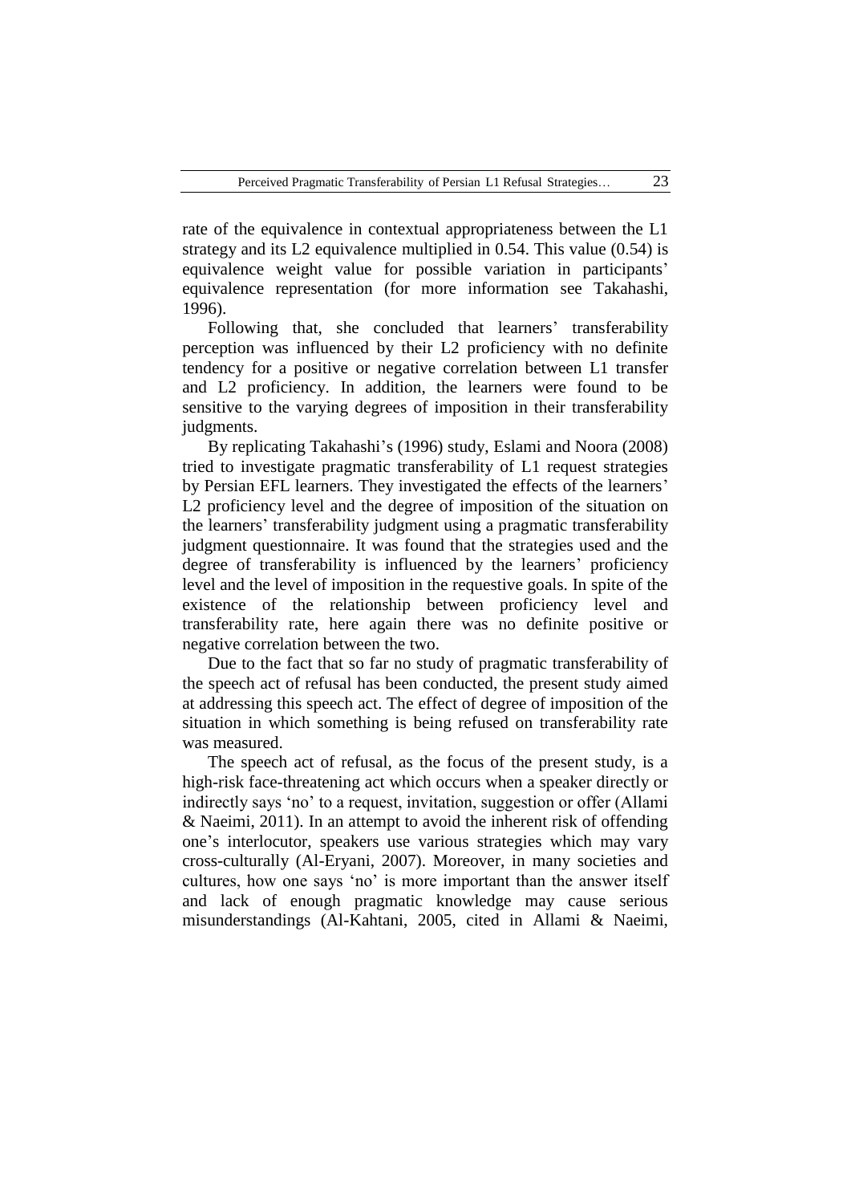rate of the equivalence in contextual appropriateness between the L1 strategy and its L2 equivalence multiplied in 0.54. This value (0.54) is equivalence weight value for possible variation in participants' equivalence representation (for more information see Takahashi, 1996).

Following that, she concluded that learners' transferability perception was influenced by their L2 proficiency with no definite tendency for a positive or negative correlation between L1 transfer and L2 proficiency. In addition, the learners were found to be sensitive to the varying degrees of imposition in their transferability judgments.

By replicating Takahashi's (1996) study, Eslami and Noora (2008) tried to investigate pragmatic transferability of L1 request strategies by Persian EFL learners. They investigated the effects of the learners' L2 proficiency level and the degree of imposition of the situation on the learners' transferability judgment using a pragmatic transferability judgment questionnaire. It was found that the strategies used and the degree of transferability is influenced by the learners' proficiency level and the level of imposition in the requestive goals. In spite of the existence of the relationship between proficiency level and transferability rate, here again there was no definite positive or negative correlation between the two.

Due to the fact that so far no study of pragmatic transferability of the speech act of refusal has been conducted, the present study aimed at addressing this speech act. The effect of degree of imposition of the situation in which something is being refused on transferability rate was measured.

The speech act of refusal, as the focus of the present study, is a high-risk face-threatening act which occurs when a speaker directly or indirectly says 'no' to a request, invitation, suggestion or offer (Allami & Naeimi, 2011). In an attempt to avoid the inherent risk of offending one's interlocutor, speakers use various strategies which may vary cross-culturally (Al-Eryani, 2007). Moreover, in many societies and cultures, how one says 'no' is more important than the answer itself and lack of enough pragmatic knowledge may cause serious misunderstandings (Al-Kahtani, 2005, cited in Allami & Naeimi,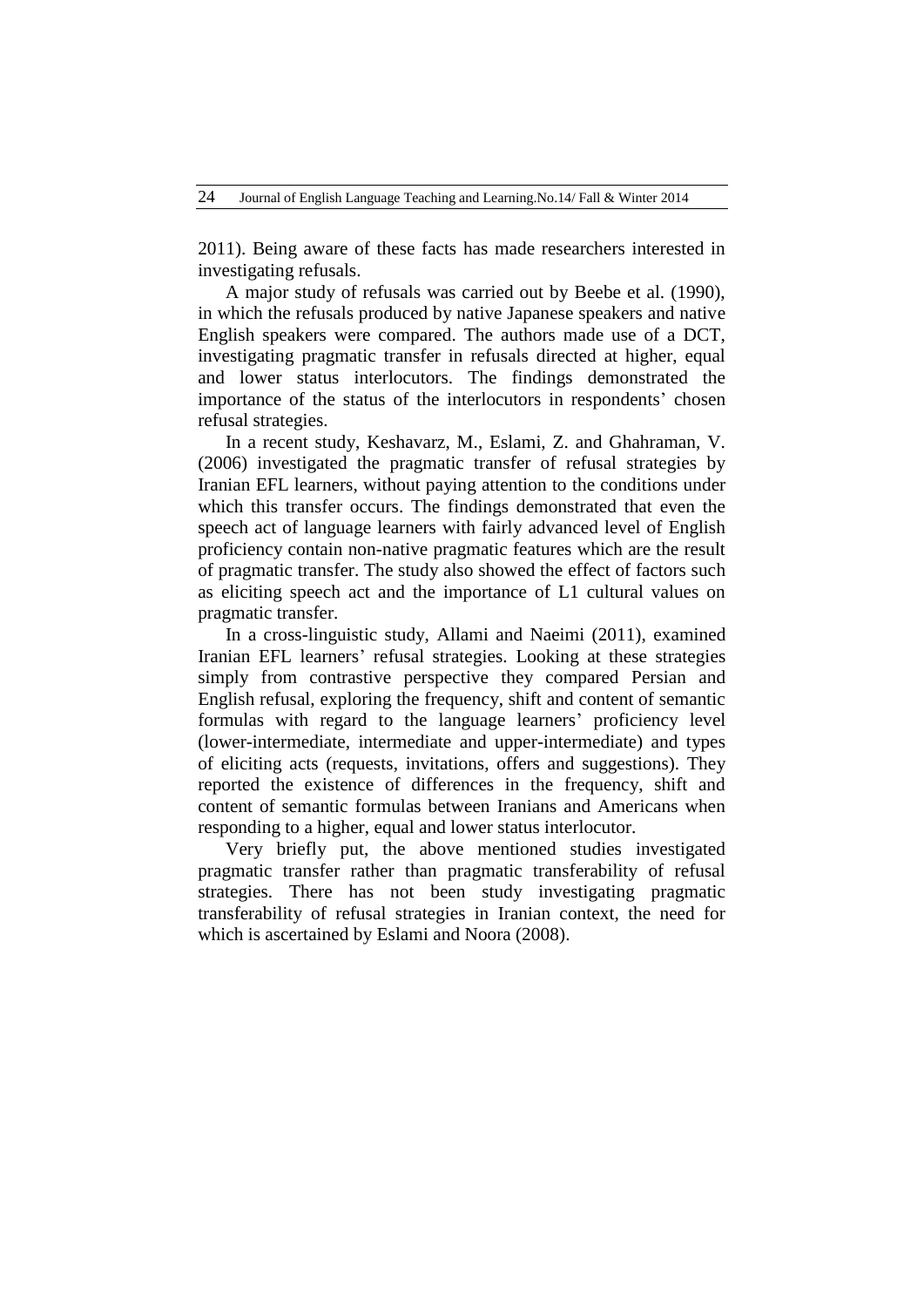2011). Being aware of these facts has made researchers interested in investigating refusals.

A major study of refusals was carried out by Beebe et al. (1990), in which the refusals produced by native Japanese speakers and native English speakers were compared. The authors made use of a DCT, investigating pragmatic transfer in refusals directed at higher, equal and lower status interlocutors. The findings demonstrated the importance of the status of the interlocutors in respondents' chosen refusal strategies.

In a recent study, Keshavarz, M., Eslami, Z. and Ghahraman, V. (2006) investigated the pragmatic transfer of refusal strategies by Iranian EFL learners, without paying attention to the conditions under which this transfer occurs. The findings demonstrated that even the speech act of language learners with fairly advanced level of English proficiency contain non-native pragmatic features which are the result of pragmatic transfer. The study also showed the effect of factors such as eliciting speech act and the importance of L1 cultural values on pragmatic transfer.

In a cross-linguistic study, Allami and Naeimi (2011), examined Iranian EFL learners' refusal strategies. Looking at these strategies simply from contrastive perspective they compared Persian and English refusal, exploring the frequency, shift and content of semantic formulas with regard to the language learners' proficiency level (lower-intermediate, intermediate and upper-intermediate) and types of eliciting acts (requests, invitations, offers and suggestions). They reported the existence of differences in the frequency, shift and content of semantic formulas between Iranians and Americans when responding to a higher, equal and lower status interlocutor.

Very briefly put, the above mentioned studies investigated pragmatic transfer rather than pragmatic transferability of refusal strategies. There has not been study investigating pragmatic transferability of refusal strategies in Iranian context, the need for which is ascertained by Eslami and Noora (2008).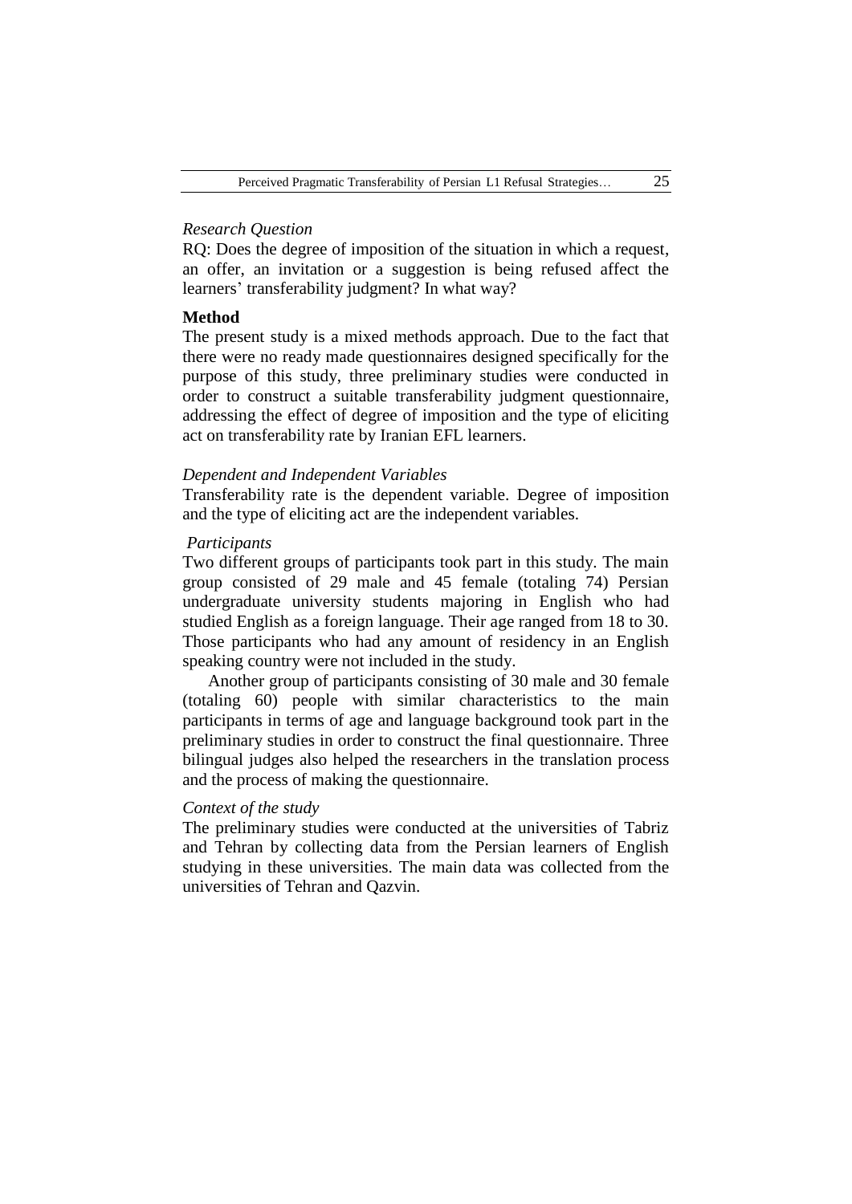*Research Question*

RQ: Does the degree of imposition of the situation in which a request, an offer, an invitation or a suggestion is being refused affect the learners' transferability judgment? In what way?

## Method

The present study is a mixed methods approach. Due to the fact that there were no ready made questionnaires designed specifically for the purpose of this study, three preliminary studies were conducted in order to construct a suitable transferability judgment questionnaire, addressing the effect of degree of imposition and the type of eliciting act on transferability rate by Iranian EFL learners.

*Dependent and Independent Variables*

Transferability rate is the dependent variable. Degree of imposition and the type of eliciting act are the independent variables.

*Participants*

Two different groups of participants took part in this study. The main group consisted of 29 male and 45 female (totaling 74) Persian undergraduate university students majoring in English who had studied English as a foreign language. Their age ranged from 18 to 30. Those participants who had any amount of residency in an English speaking country were not included in the study.

Another group of participants consisting of 30 male and 30 female (totaling 60) people with similar characteristics to the main participants in terms of age and language background took part in the preliminary studies in order to construct the final questionnaire. Three bilingual judges also helped the researchers in the translation process and the process of making the questionnaire.

*Context of the study*

The preliminary studies were conducted at the universities of Tabriz and Tehran by collecting data from the Persian learners of English studying in these universities. The main data was collected from the universities of Tehran and Qazvin.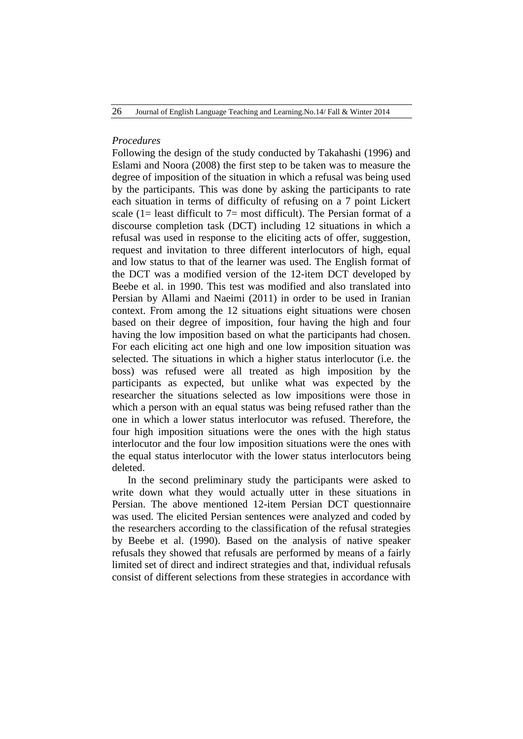*Procedures*

Following the design of the study conducted by Takahashi (1996) and Eslami and Noora (2008) the first step to be taken was to measure the degree of imposition of the situation in which a refusal was being used by the participants. This was done by asking the participants to rate each situation in terms of difficulty of refusing on a 7 point Lickert scale (1= least difficult to 7= most difficult). The Persian format of a discourse completion task (DCT) including 12 situations in which a refusal was used in response to the eliciting acts of offer, suggestion, request and invitation to three different interlocutors of high, equal and low status to that of the learner was used. The English format of the DCT was a modified version of the 12-item DCT developed by Beebe et al. in 1990. This test was modified and also translated into Persian by Allami and Naeimi (2011) in order to be used in Iranian context. From among the 12 situations eight situations were chosen based on their degree of imposition, four having the high and four having the low imposition based on what the participants had chosen. For each eliciting act one high and one low imposition situation was selected. The situations in which a higher status interlocutor (i.e. the boss) was refused were all treated as high imposition by the participants as expected, but unlike what was expected by the researcher the situations selected as low impositions were those in which a person with an equal status was being refused rather than the one in which a lower status interlocutor was refused. Therefore, the four high imposition situations were the ones with the high status interlocutor and the four low imposition situations were the ones with the equal status interlocutor with the lower status interlocutors being deleted.

In the second preliminary study the participants were asked to write down what they would actually utter in these situations in Persian. The above mentioned 12-item Persian DCT questionnaire was used. The elicited Persian sentences were analyzed and coded by the researchers according to the classification of the refusal strategies by Beebe et al. (1990). Based on the analysis of native speaker refusals they showed that refusals are performed by means of a fairly limited set of direct and indirect strategies and that, individual refusals consist of different selections from these strategies in accordance with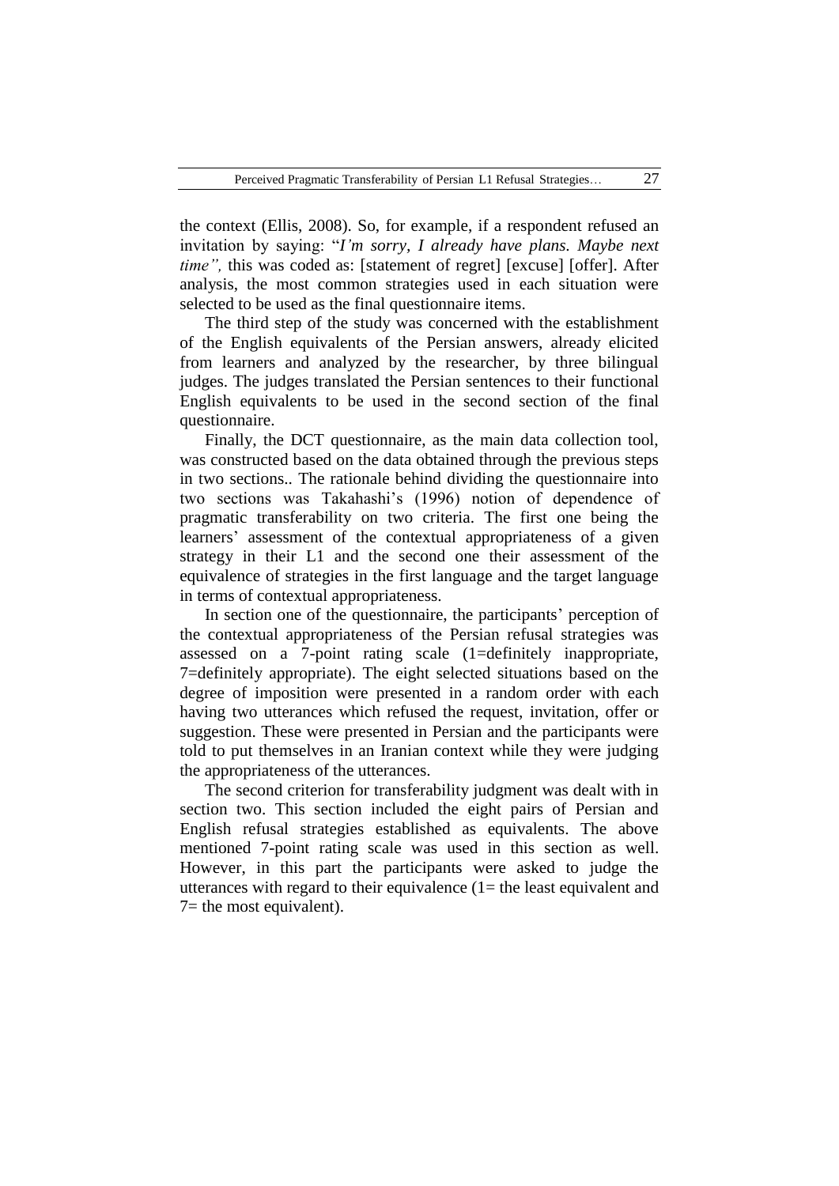the context (Ellis, 2008). So, for example, if a respondent refused an invitation by saying: "*I'm sorry, I already have plans. Maybe next time",* this was coded as: [statement of regret] [excuse] [offer]. After analysis, the most common strategies used in each situation were selected to be used as the final questionnaire items.

The third step of the study was concerned with the establishment of the English equivalents of the Persian answers, already elicited from learners and analyzed by the researcher, by three bilingual judges. The judges translated the Persian sentences to their functional English equivalents to be used in the second section of the final questionnaire.

Finally, the DCT questionnaire, as the main data collection tool, was constructed based on the data obtained through the previous steps in two sections.. The rationale behind dividing the questionnaire into two sections was Takahashi's (1996) notion of dependence of pragmatic transferability on two criteria. The first one being the learners' assessment of the contextual appropriateness of a given strategy in their L1 and the second one their assessment of the equivalence of strategies in the first language and the target language in terms of contextual appropriateness.

In section one of the questionnaire, the participants' perception of the contextual appropriateness of the Persian refusal strategies was assessed on a 7-point rating scale (1=definitely inappropriate, 7=definitely appropriate). The eight selected situations based on the degree of imposition were presented in a random order with each having two utterances which refused the request, invitation, offer or suggestion. These were presented in Persian and the participants were told to put themselves in an Iranian context while they were judging the appropriateness of the utterances.

The second criterion for transferability judgment was dealt with in section two. This section included the eight pairs of Persian and English refusal strategies established as equivalents. The above mentioned 7-point rating scale was used in this section as well. However, in this part the participants were asked to judge the utterances with regard to their equivalence (1= the least equivalent and 7= the most equivalent).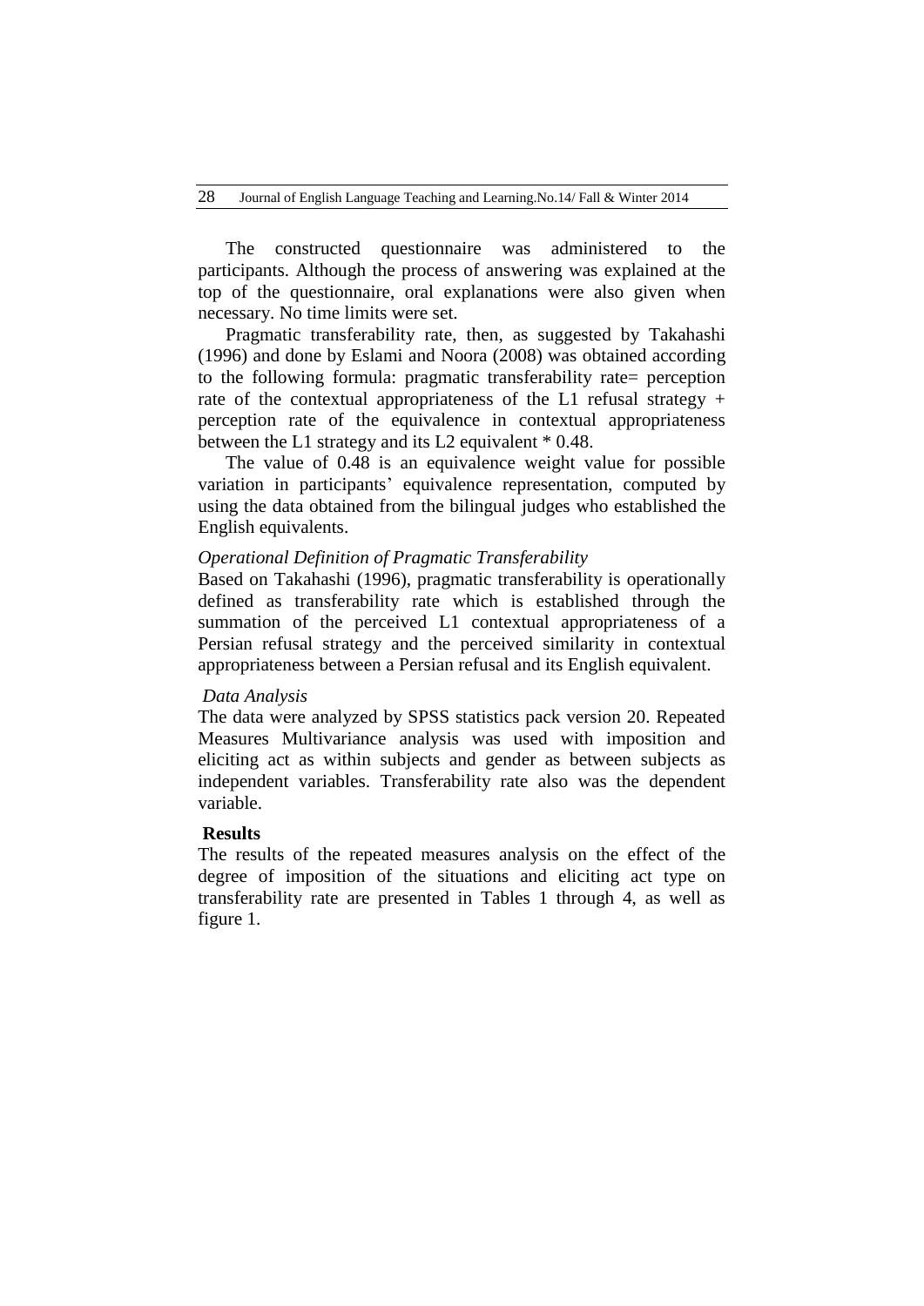The constructed questionnaire was administered to the participants. Although the process of answering was explained at the top of the questionnaire, oral explanations were also given when necessary. No time limits were set.

Pragmatic transferability rate, then, as suggested by Takahashi (1996) and done by Eslami and Noora (2008) was obtained according to the following formula: pragmatic transferability rate= perception rate of the contextual appropriateness of the L1 refusal strategy + perception rate of the equivalence in contextual appropriateness between the L1 strategy and its L2 equivalent * 0.48.

The value of 0.48 is an equivalence weight value for possible variation in participants' equivalence representation, computed by using the data obtained from the bilingual judges who established the English equivalents.

*Operational Definition of Pragmatic Transferability*

Based on Takahashi (1996), pragmatic transferability is operationally defined as transferability rate which is established through the summation of the perceived L1 contextual appropriateness of a Persian refusal strategy and the perceived similarity in contextual appropriateness between a Persian refusal and its English equivalent.

*Data Analysis*

The data were analyzed by SPSS statistics pack version 20. Repeated Measures Multivariance analysis was used with imposition and eliciting act as within subjects and gender as between subjects as independent variables. Transferability rate also was the dependent variable.

**Results**

The results of the repeated measures analysis on the effect of the degree of imposition of the situations and eliciting act type on transferability rate are presented in Tables 1 through 4, as well as figure 1.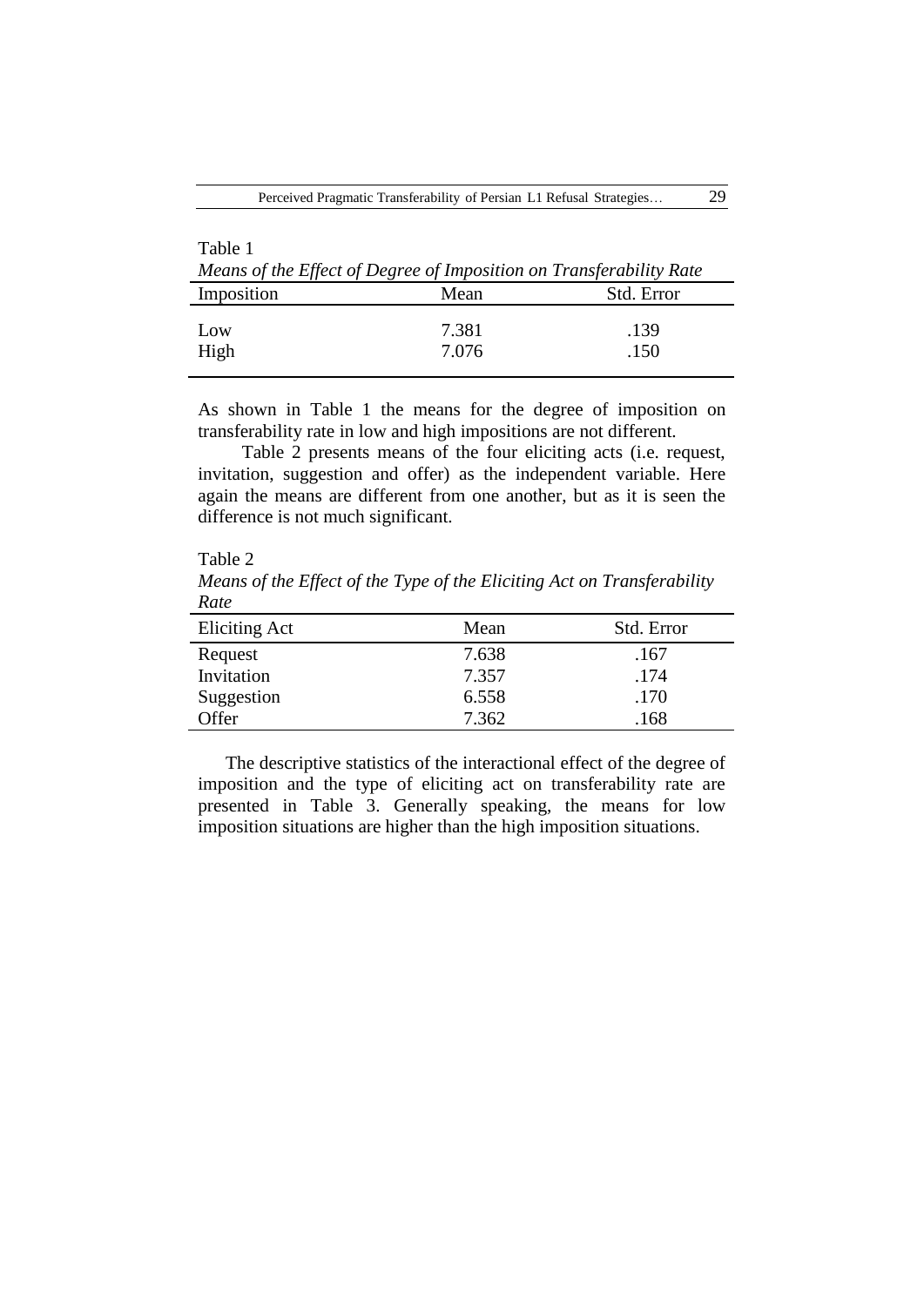Table 1

*Means of the Effect of Degree of Imposition on Transferability Rate*

| Imposition | Mean | Std. Error |
|---|---|---|
| Low | 7.381 | .139 |
| High | 7.076 | .150 |

As shown in Table 1 the means for the degree of imposition on transferability rate in low and high impositions are not different.

Table 2 presents means of the four eliciting acts (i.e. request, invitation, suggestion and offer) as the independent variable. Here again the means are different from one another, but as it is seen the difference is not much significant.

Table 2

*Means of the Effect of the Type of the Eliciting Act on Transferability Rate*

| Eliciting Act | Mean | Std. Error |
|---|---|---|
| Request | 7.638 | .167 |
| Invitation | 7.357 | .174 |
| Suggestion | 6.558 | .170 |
| Offer | 7.362 | .168 |

The descriptive statistics of the interactional effect of the degree of imposition and the type of eliciting act on transferability rate are presented in Table 3. Generally speaking, the means for low imposition situations are higher than the high imposition situations.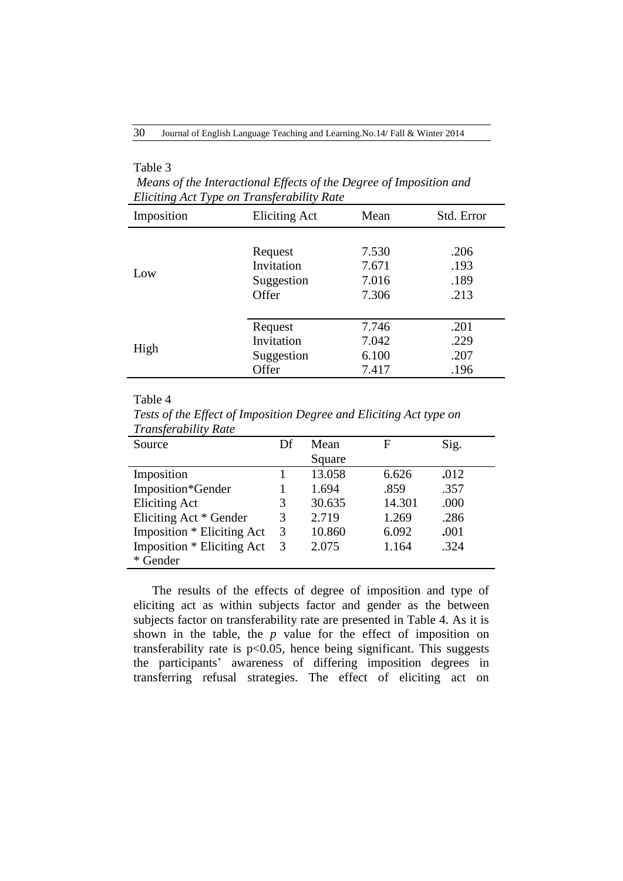Table 3

*Means of the Interactional Effects of the Degree of Imposition and Eliciting Act Type on Transferability Rate*

| Imposition | Eliciting Act | Mean | Std. Error |
|---|---|---|---|
| Low | Request | 7.530 | .206 |
| | Invitation | 7.671 | .193 |
| | Suggestion | 7.016 | .189 |
| | Offer | 7.306 | .213 |
| High | Request | 7.746 | .201 |
| | Invitation | 7.042 | .229 |
| | Suggestion | 6.100 | .207 |
| | Offer | 7.417 | .196 |

Table 4

*Tests of the Effect of Imposition Degree and Eliciting Act type on Transferability Rate*

| Source | Df | Mean Square | F | Sig. |
|---|---|---|---|---|
| Imposition | 1 | 13.058 | 6.626 | **.**012 |
| Imposition*Gender | 1 | 1.694 | .859 | .357 |
| Eliciting Act | 3 | 30.635 | 14.301 | .000 |
| Eliciting Act * Gender | 3 | 2.719 | 1.269 | .286 |
| Imposition * Eliciting Act | 3 | 10.860 | 6.092 | **.**001 |
| Imposition * Eliciting Act * Gender | 3 | 2.075 | 1.164 | .324 |

The results of the effects of degree of imposition and type of eliciting act as within subjects factor and gender as the between subjects factor on transferability rate are presented in Table 4. As it is shown in the table, the *p* value for the effect of imposition on transferability rate is $p<0.05$, hence being significant. This suggests the participants' awareness of differing imposition degrees in transferring refusal strategies. The effect of eliciting act on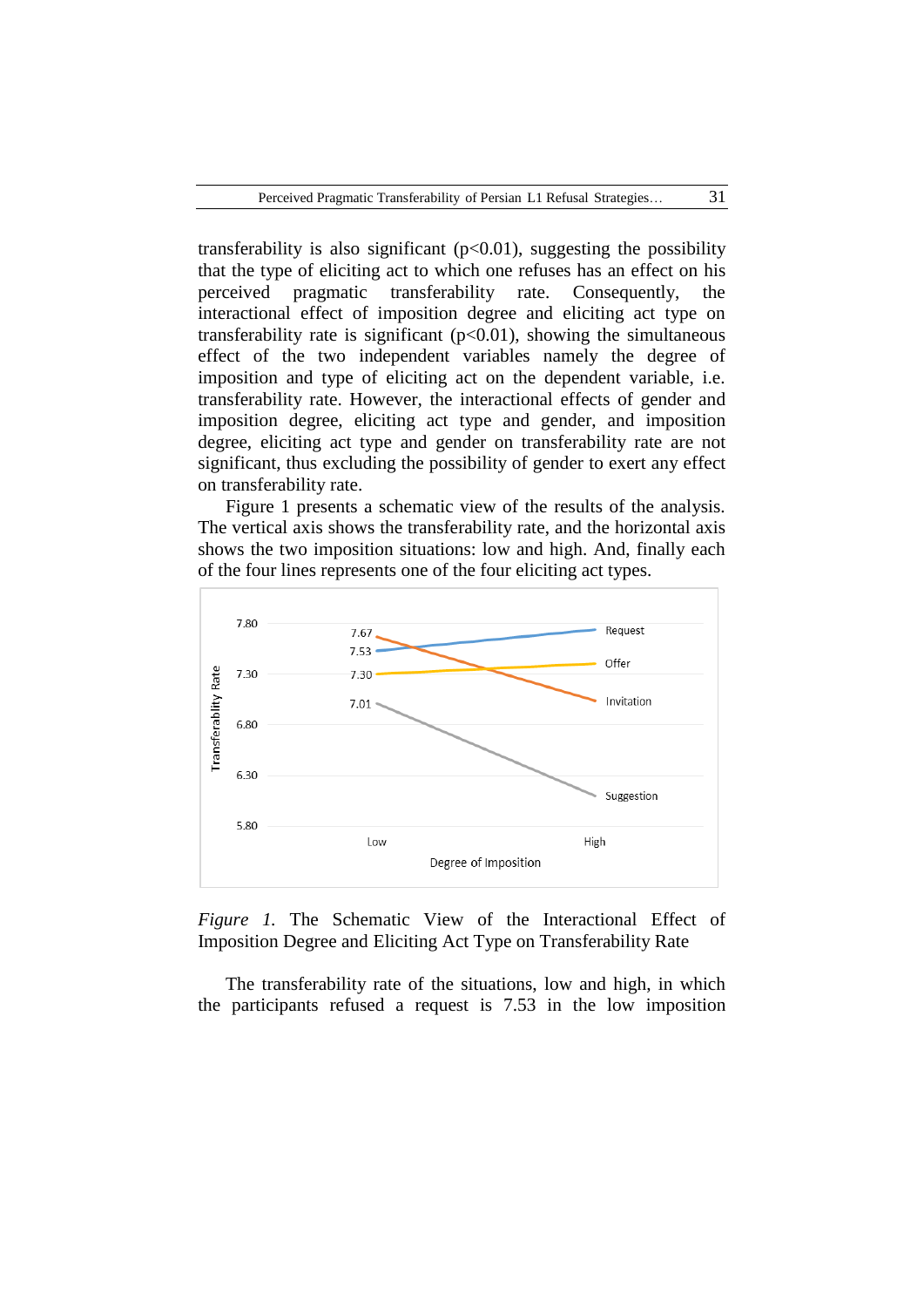transferability is also significant ($p<0.01$), suggesting the possibility that the type of eliciting act to which one refuses has an effect on his perceived pragmatic transferability rate. Consequently, the interactional effect of imposition degree and eliciting act type on transferability rate is significant ($p<0.01$), showing the simultaneous effect of the two independent variables namely the degree of imposition and type of eliciting act on the dependent variable, i.e. transferability rate. However, the interactional effects of gender and imposition degree, eliciting act type and gender, and imposition degree, eliciting act type and gender on transferability rate are not significant, thus excluding the possibility of gender to exert any effect on transferability rate.

Figure 1 presents a schematic view of the results of the analysis. The vertical axis shows the transferability rate, and the horizontal axis shows the two imposition situations: low and high. And, finally each of the four lines represents one of the four eliciting act types.

*Figure 1.* The Schematic View of the Interactional Effect of Imposition Degree and Eliciting Act Type on Transferability Rate

The transferability rate of the situations, low and high, in which the participants refused a request is 7.53 in the low imposition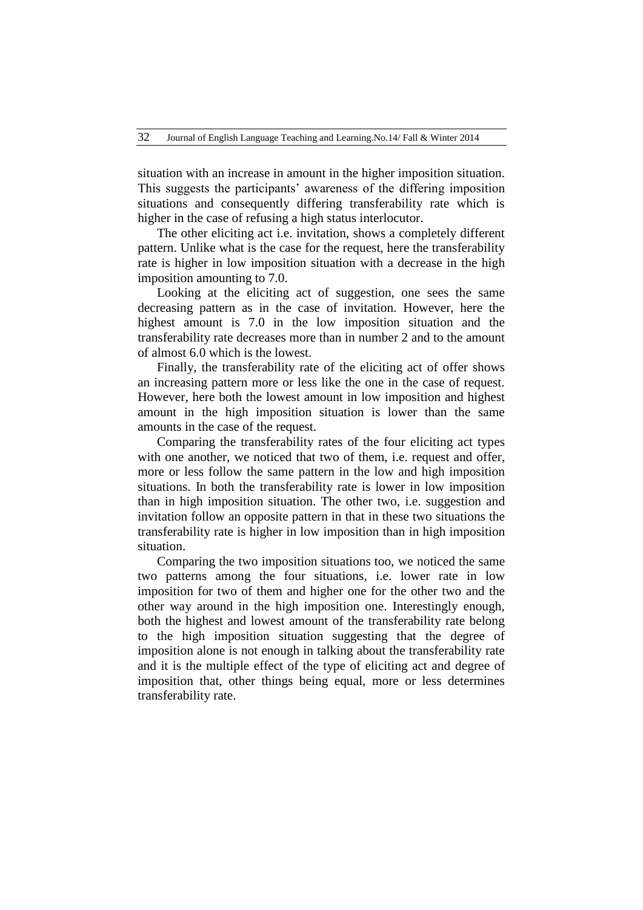situation with an increase in amount in the higher imposition situation. This suggests the participants' awareness of the differing imposition situations and consequently differing transferability rate which is higher in the case of refusing a high status interlocutor.

The other eliciting act i.e. invitation, shows a completely different pattern. Unlike what is the case for the request, here the transferability rate is higher in low imposition situation with a decrease in the high imposition amounting to 7.0.

Looking at the eliciting act of suggestion, one sees the same decreasing pattern as in the case of invitation. However, here the highest amount is 7.0 in the low imposition situation and the transferability rate decreases more than in number 2 and to the amount of almost 6.0 which is the lowest.

Finally, the transferability rate of the eliciting act of offer shows an increasing pattern more or less like the one in the case of request. However, here both the lowest amount in low imposition and highest amount in the high imposition situation is lower than the same amounts in the case of the request.

Comparing the transferability rates of the four eliciting act types with one another, we noticed that two of them, i.e. request and offer, more or less follow the same pattern in the low and high imposition situations. In both the transferability rate is lower in low imposition than in high imposition situation. The other two, i.e. suggestion and invitation follow an opposite pattern in that in these two situations the transferability rate is higher in low imposition than in high imposition situation.

Comparing the two imposition situations too, we noticed the same two patterns among the four situations, i.e. lower rate in low imposition for two of them and higher one for the other two and the other way around in the high imposition one. Interestingly enough, both the highest and lowest amount of the transferability rate belong to the high imposition situation suggesting that the degree of imposition alone is not enough in talking about the transferability rate and it is the multiple effect of the type of eliciting act and degree of imposition that, other things being equal, more or less determines transferability rate.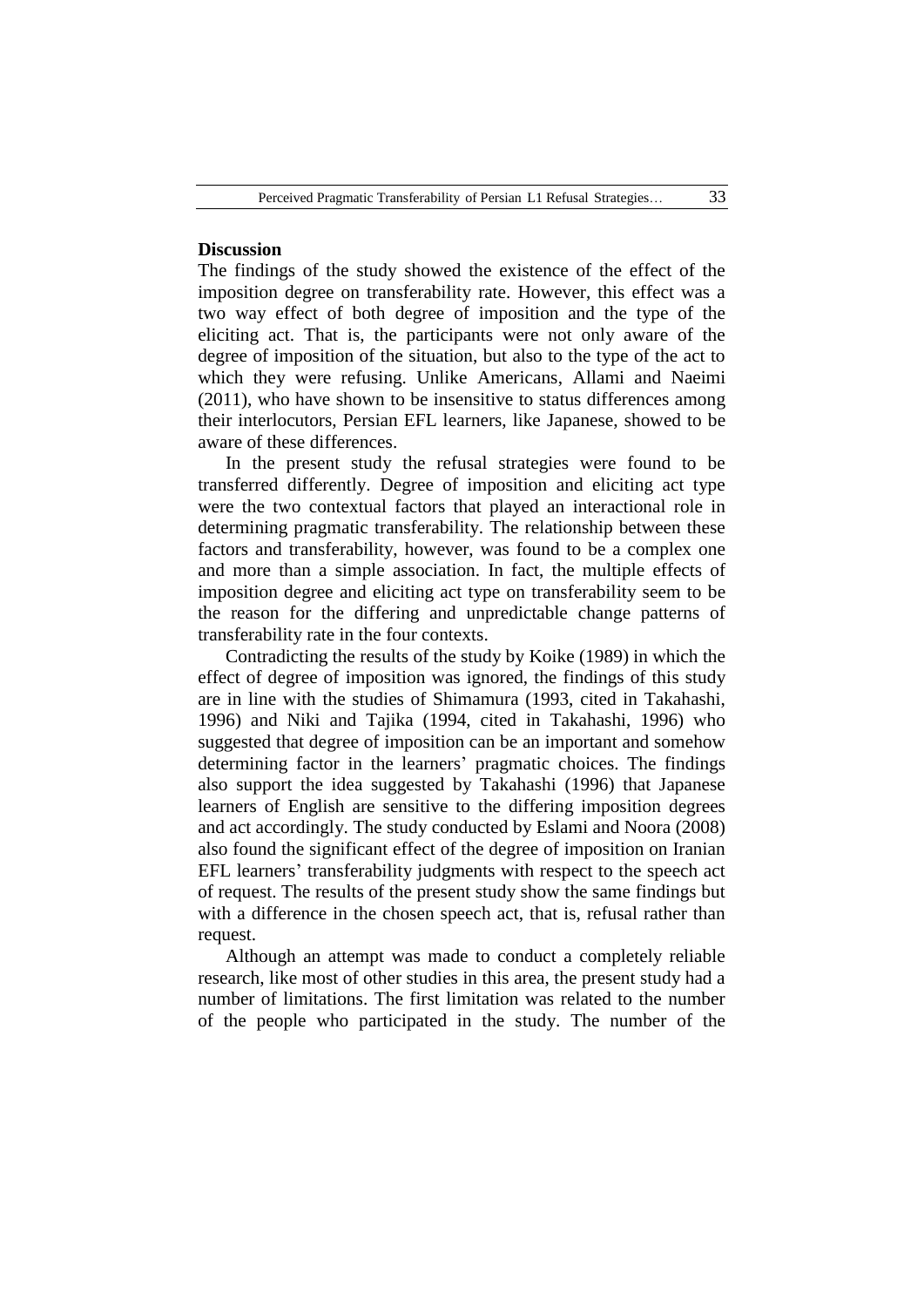## Discussion

The findings of the study showed the existence of the effect of the imposition degree on transferability rate. However, this effect was a two way effect of both degree of imposition and the type of the eliciting act. That is, the participants were not only aware of the degree of imposition of the situation, but also to the type of the act to which they were refusing. Unlike Americans, Allami and Naeimi (2011), who have shown to be insensitive to status differences among their interlocutors, Persian EFL learners, like Japanese, showed to be aware of these differences.

In the present study the refusal strategies were found to be transferred differently. Degree of imposition and eliciting act type were the two contextual factors that played an interactional role in determining pragmatic transferability. The relationship between these factors and transferability, however, was found to be a complex one and more than a simple association. In fact, the multiple effects of imposition degree and eliciting act type on transferability seem to be the reason for the differing and unpredictable change patterns of transferability rate in the four contexts.

Contradicting the results of the study by Koike (1989) in which the effect of degree of imposition was ignored, the findings of this study are in line with the studies of Shimamura (1993, cited in Takahashi, 1996) and Niki and Tajika (1994, cited in Takahashi, 1996) who suggested that degree of imposition can be an important and somehow determining factor in the learners' pragmatic choices. The findings also support the idea suggested by Takahashi (1996) that Japanese learners of English are sensitive to the differing imposition degrees and act accordingly. The study conducted by Eslami and Noora (2008) also found the significant effect of the degree of imposition on Iranian EFL learners' transferability judgments with respect to the speech act of request. The results of the present study show the same findings but with a difference in the chosen speech act, that is, refusal rather than request.

Although an attempt was made to conduct a completely reliable research, like most of other studies in this area, the present study had a number of limitations. The first limitation was related to the number of the people who participated in the study. The number of the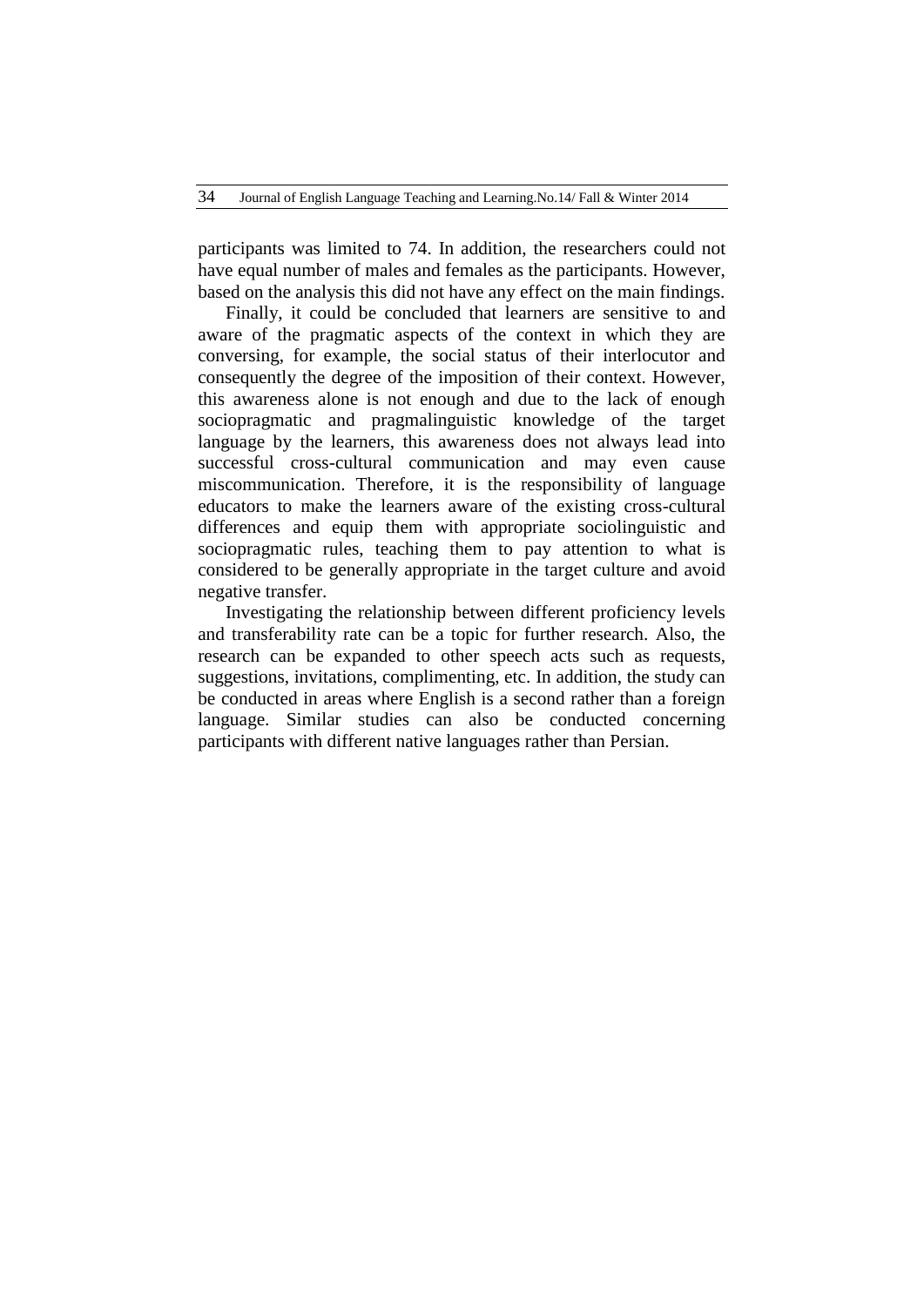participants was limited to 74. In addition, the researchers could not have equal number of males and females as the participants. However, based on the analysis this did not have any effect on the main findings.

Finally, it could be concluded that learners are sensitive to and aware of the pragmatic aspects of the context in which they are conversing, for example, the social status of their interlocutor and consequently the degree of the imposition of their context. However, this awareness alone is not enough and due to the lack of enough sociopragmatic and pragmalinguistic knowledge of the target language by the learners, this awareness does not always lead into successful cross-cultural communication and may even cause miscommunication. Therefore, it is the responsibility of language educators to make the learners aware of the existing cross-cultural differences and equip them with appropriate sociolinguistic and sociopragmatic rules, teaching them to pay attention to what is considered to be generally appropriate in the target culture and avoid negative transfer.

Investigating the relationship between different proficiency levels and transferability rate can be a topic for further research. Also, the research can be expanded to other speech acts such as requests, suggestions, invitations, complimenting, etc. In addition, the study can be conducted in areas where English is a second rather than a foreign language. Similar studies can also be conducted concerning participants with different native languages rather than Persian.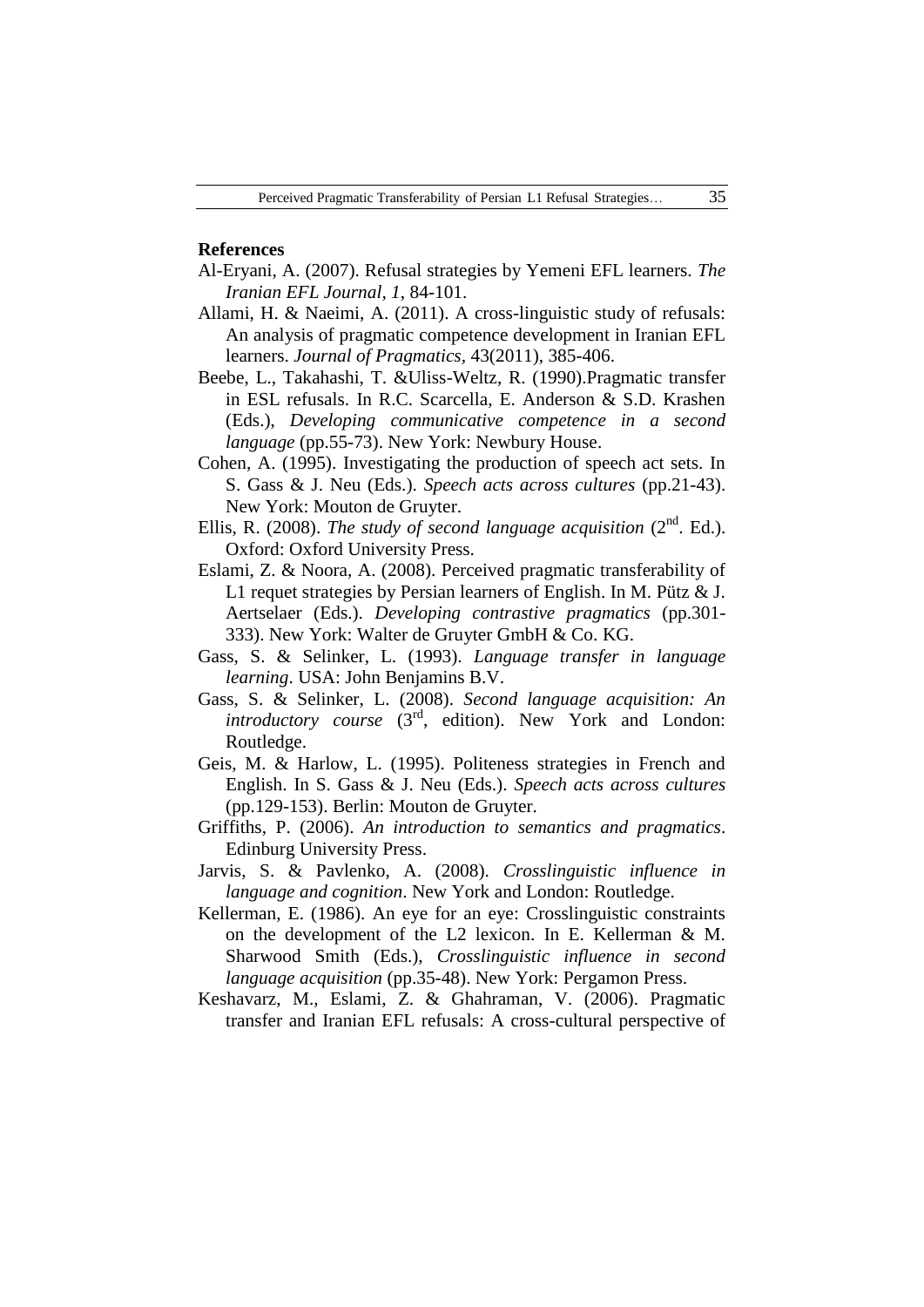**References**

Al-Eryani, A. (2007). Refusal strategies by Yemeni EFL learners. *The Iranian EFL Journal, 1*, 84-101.

Allami, H. & Naeimi, A. (2011). A cross-linguistic study of refusals: An analysis of pragmatic competence development in Iranian EFL learners. *Journal of Pragmatics*, 43(2011), 385-406.

Beebe, L., Takahashi, T. &Uliss-Weltz, R. (1990).Pragmatic transfer in ESL refusals. In R.C. Scarcella, E. Anderson & S.D. Krashen (Eds.), *Developing communicative competence in a second language* (pp.55-73). New York: Newbury House.

Cohen, A. (1995). Investigating the production of speech act sets. In S. Gass & J. Neu (Eds.). *Speech acts across cultures* (pp.21-43). New York: Mouton de Gruyter.

Ellis, R. (2008). *The study of second language acquisition* (2nd. Ed.). Oxford: Oxford University Press.

Eslami, Z. & Noora, A. (2008). Perceived pragmatic transferability of L1 requet strategies by Persian learners of English. In M. Pütz & J. Aertselaer (Eds.). *Developing contrastive pragmatics* (pp.301-333). New York: Walter de Gruyter GmbH & Co. KG.

Gass, S. & Selinker, L. (1993). *Language transfer in language learning*. USA: John Benjamins B.V.

Gass, S. & Selinker, L. (2008). *Second language acquisition: An introductory course* (3rd, edition). New York and London: Routledge.

Geis, M. & Harlow, L. (1995). Politeness strategies in French and English. In S. Gass & J. Neu (Eds.). *Speech acts across cultures* (pp.129-153). Berlin: Mouton de Gruyter.

Griffiths, P. (2006). *An introduction to semantics and pragmatics*. Edinburg University Press.

Jarvis, S. & Pavlenko, A. (2008). *Crosslinguistic influence in language and cognition*. New York and London: Routledge.

Kellerman, E. (1986). An eye for an eye: Crosslinguistic constraints on the development of the L2 lexicon. In E. Kellerman & M. Sharwood Smith (Eds.), *Crosslinguistic influence in second language acquisition* (pp.35-48). New York: Pergamon Press.

Keshavarz, M., Eslami, Z. & Ghahraman, V. (2006). Pragmatic transfer and Iranian EFL refusals: A cross-cultural perspective of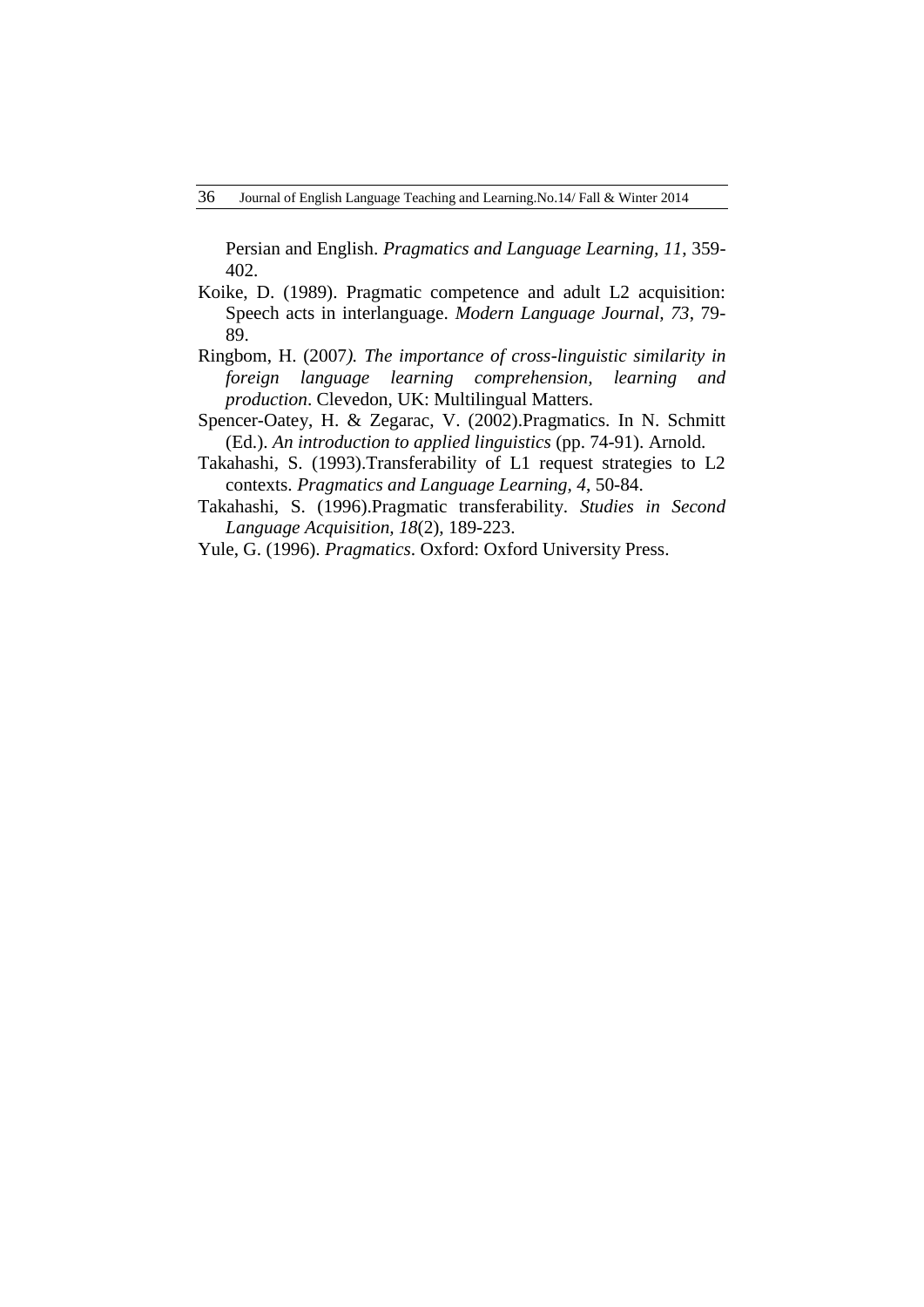Persian and English. *Pragmatics and Language Learning, 11*, 359-402.

Koike, D. (1989). Pragmatic competence and adult L2 acquisition: Speech acts in interlanguage. *Modern Language Journal, 73*, 79-89.

Ringbom, H. (2007*). The importance of cross-linguistic similarity in foreign language learning comprehension, learning and production*. Clevedon, UK: Multilingual Matters.

Spencer-Oatey, H. & Zegarac, V. (2002).Pragmatics. In N. Schmitt (Ed.). *An introduction to applied linguistics* (pp. 74-91). Arnold.

Takahashi, S. (1993).Transferability of L1 request strategies to L2 contexts. *Pragmatics and Language Learning, 4*, 50-84.

Takahashi, S. (1996).Pragmatic transferability. *Studies in Second Language Acquisition, 18*(2), 189-223.

Yule, G. (1996). *Pragmatics*. Oxford: Oxford University Press.